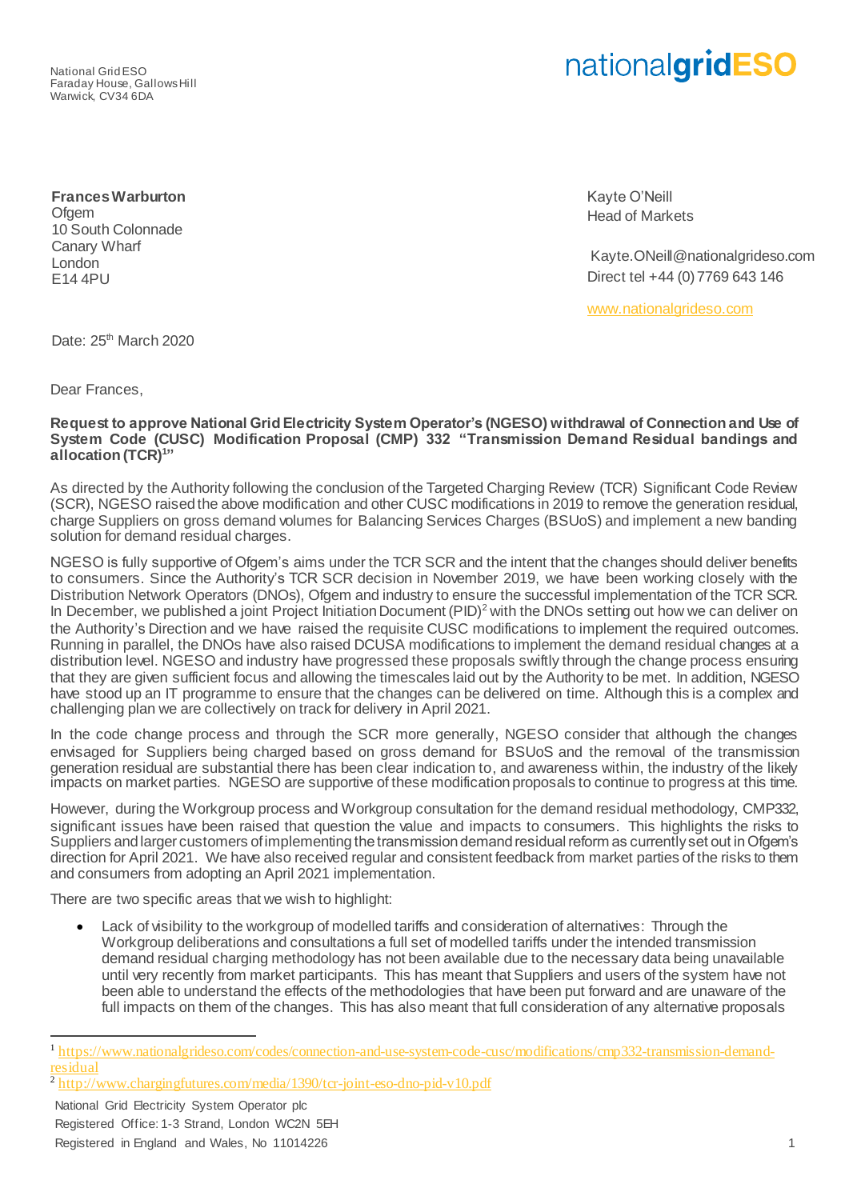National Grid ESO
Faraday House, Gallows Hill
Warwick, CV34 6DA

**nationalgridESO**

**Frances Warburton**
Ofgem
10 South Colonnade
Canary Wharf
London
E14 4PU

Kayte O'Neill
Head of Markets

Kayte.ONeill@nationalgrideso.com
Direct tel +44 (0) 7769 643 146

www.nationalgrideso.com

Date: 25th March 2020

Dear Frances,

**Request to approve National Grid Electricity System Operator's (NGESO) withdrawal of Connection and Use of System Code (CUSC) Modification Proposal (CMP) 332 "Transmission Demand Residual bandings and allocation (TCR)[1]"**

As directed by the Authority following the conclusion of the Targeted Charging Review (TCR) Significant Code Review (SCR), NGESO raised the above modification and other CUSC modifications in 2019 to remove the generation residual, charge Suppliers on gross demand volumes for Balancing Services Charges (BSUoS) and implement a new banding solution for demand residual charges.

NGESO is fully supportive of Ofgem's aims under the TCR SCR and the intent that the changes should deliver benefits to consumers. Since the Authority's TCR SCR decision in November 2019, we have been working closely with the Distribution Network Operators (DNOs), Ofgem and industry to ensure the successful implementation of the TCR SCR. In December, we published a joint Project Initiation Document (PID)[2] with the DNOs setting out how we can deliver on the Authority's Direction and we have raised the requisite CUSC modifications to implement the required outcomes. Running in parallel, the DNOs have also raised DCUSA modifications to implement the demand residual changes at a distribution level. NGESO and industry have progressed these proposals swiftly through the change process ensuring that they are given sufficient focus and allowing the timescales laid out by the Authority to be met. In addition, NGESO have stood up an IT programme to ensure that the changes can be delivered on time. Although this is a complex and challenging plan we are collectively on track for delivery in April 2021.

In the code change process and through the SCR more generally, NGESO consider that although the changes envisaged for Suppliers being charged based on gross demand for BSUoS and the removal of the transmission generation residual are substantial there has been clear indication to, and awareness within, the industry of the likely impacts on market parties. NGESO are supportive of these modification proposals to continue to progress at this time.

However, during the Workgroup process and Workgroup consultation for the demand residual methodology, CMP332, significant issues have been raised that question the value and impacts to consumers. This highlights the risks to Suppliers and larger customers of implementing the transmission demand residual reform as currently set out in Ofgem's direction for April 2021. We have also received regular and consistent feedback from market parties of the risks to them and consumers from adopting an April 2021 implementation.

There are two specific areas that we wish to highlight:

- Lack of visibility to the workgroup of modelled tariffs and consideration of alternatives: Through the Workgroup deliberations and consultations a full set of modelled tariffs under the intended transmission demand residual charging methodology has not been available due to the necessary data being unavailable until very recently from market participants. This has meant that Suppliers and users of the system have not been able to understand the effects of the methodologies that have been put forward and are unaware of the full impacts on them of the changes. This has also meant that full consideration of any alternative proposals

[1] https://www.nationalgrideso.com/codes/connection-and-use-system-code-cusc/modifications/cmp332-transmission-demand-residual

[2] http://www.chargingfutures.com/media/1390/tcr-joint-eso-dno-pid-v10.pdf

National Grid Electricity System Operator plc
Registered Office: 1-3 Strand, London WC2N 5EH
Registered in England and Wales, No 11014226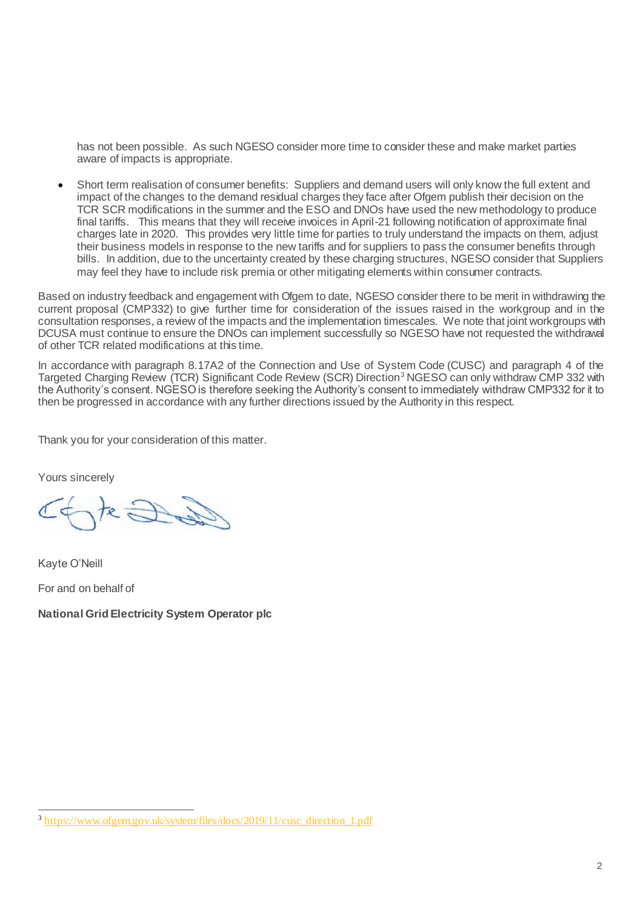has not been possible. As such NGESO consider more time to consider these and make market parties aware of impacts is appropriate.

- Short term realisation of consumer benefits: Suppliers and demand users will only know the full extent and impact of the changes to the demand residual charges they face after Ofgem publish their decision on the TCR SCR modifications in the summer and the ESO and DNOs have used the new methodology to produce final tariffs. This means that they will receive invoices in April-21 following notification of approximate final charges late in 2020. This provides very little time for parties to truly understand the impacts on them, adjust their business models in response to the new tariffs and for suppliers to pass the consumer benefits through bills. In addition, due to the uncertainty created by these charging structures, NGESO consider that Suppliers may feel they have to include risk premia or other mitigating elements within consumer contracts.

Based on industry feedback and engagement with Ofgem to date, NGESO consider there to be merit in withdrawing the current proposal (CMP332) to give further time for consideration of the issues raised in the workgroup and in the consultation responses, a review of the impacts and the implementation timescales. We note that joint workgroups with DCUSA must continue to ensure the DNOs can implement successfully so NGESO have not requested the withdrawal of other TCR related modifications at this time.

In accordance with paragraph 8.17A2 of the Connection and Use of System Code (CUSC) and paragraph 4 of the Targeted Charging Review (TCR) Significant Code Review (SCR) Direction[3] NGESO can only withdraw CMP 332 with the Authority's consent. NGESO is therefore seeking the Authority's consent to immediately withdraw CMP332 for it to then be progressed in accordance with any further directions issued by the Authority in this respect.

Thank you for your consideration of this matter.

Yours sincerely

Kayte O'Neill

For and on behalf of

**National Grid Electricity System Operator plc**

[3] https://www.ofgem.gov.uk/system/files/docs/2019/11/cusc_direction_1.pdf